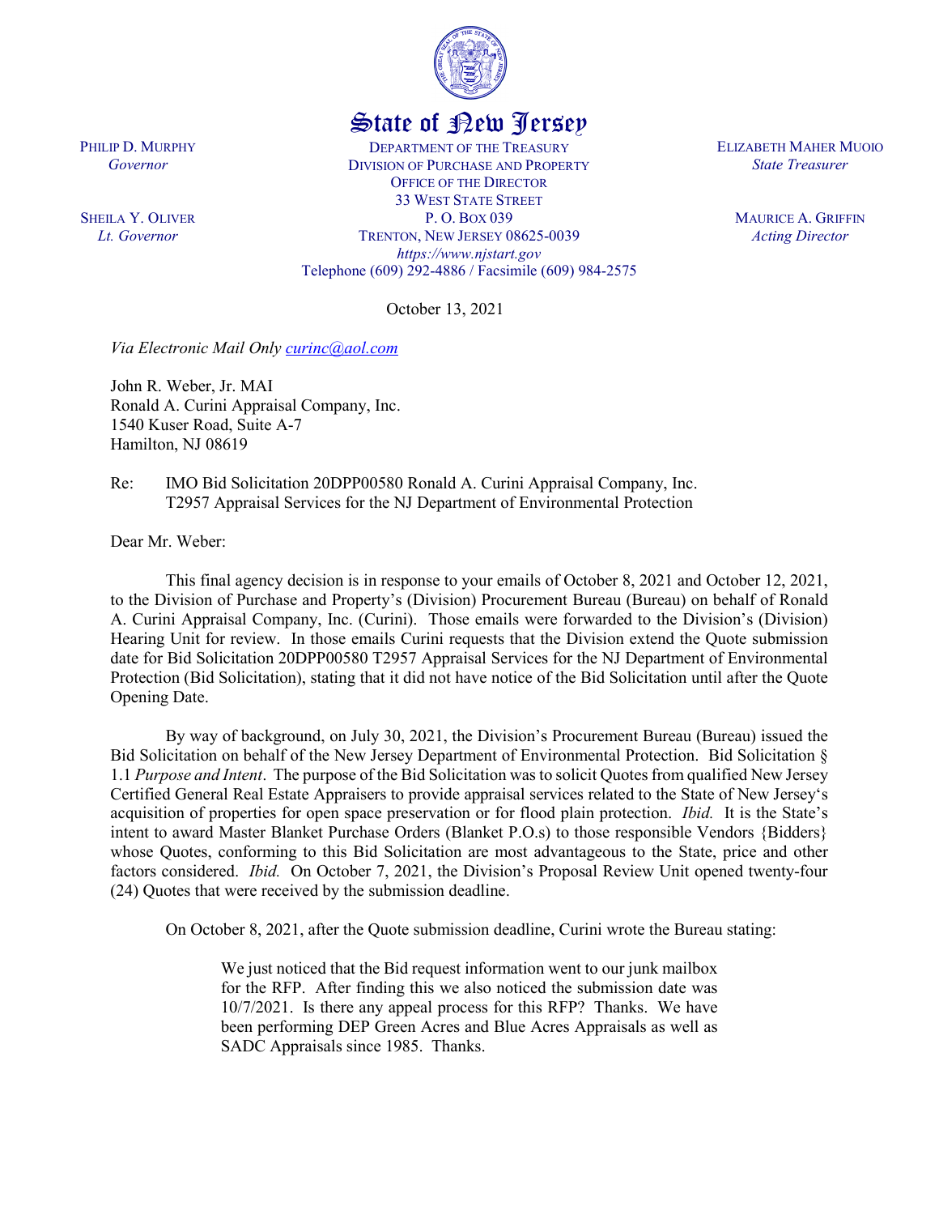# State of New Jersey

PHILIP D. MURPHY
*Governor*

SHEILA Y. OLIVER
*Lt. Governor*

DEPARTMENT OF THE TREASURY
DIVISION OF PURCHASE AND PROPERTY
OFFICE OF THE DIRECTOR
33 WEST STATE STREET
P. O. BOX 039
TRENTON, NEW JERSEY 08625-0039
*https://www.njstart.gov*
Telephone (609) 292-4886 / Facsimile (609) 984-2575

ELIZABETH MAHER MUOIO
*State Treasurer*

MAURICE A. GRIFFIN
*Acting Director*

October 13, 2021

*Via Electronic Mail Only curinc@aol.com*

John R. Weber, Jr. MAI
Ronald A. Curini Appraisal Company, Inc.
1540 Kuser Road, Suite A-7
Hamilton, NJ 08619

Re: IMO Bid Solicitation 20DPP00580 Ronald A. Curini Appraisal Company, Inc.
T2957 Appraisal Services for the NJ Department of Environmental Protection

Dear Mr. Weber:

This final agency decision is in response to your emails of October 8, 2021 and October 12, 2021, to the Division of Purchase and Property's (Division) Procurement Bureau (Bureau) on behalf of Ronald A. Curini Appraisal Company, Inc. (Curini). Those emails were forwarded to the Division's (Division) Hearing Unit for review. In those emails Curini requests that the Division extend the Quote submission date for Bid Solicitation 20DPP00580 T2957 Appraisal Services for the NJ Department of Environmental Protection (Bid Solicitation), stating that it did not have notice of the Bid Solicitation until after the Quote Opening Date.

By way of background, on July 30, 2021, the Division's Procurement Bureau (Bureau) issued the Bid Solicitation on behalf of the New Jersey Department of Environmental Protection. Bid Solicitation § 1.1 *Purpose and Intent*. The purpose of the Bid Solicitation was to solicit Quotes from qualified New Jersey Certified General Real Estate Appraisers to provide appraisal services related to the State of New Jersey's acquisition of properties for open space preservation or for flood plain protection. *Ibid.* It is the State's intent to award Master Blanket Purchase Orders (Blanket P.O.s) to those responsible Vendors {Bidders} whose Quotes, conforming to this Bid Solicitation are most advantageous to the State, price and other factors considered. *Ibid.* On October 7, 2021, the Division's Proposal Review Unit opened twenty-four (24) Quotes that were received by the submission deadline.

On October 8, 2021, after the Quote submission deadline, Curini wrote the Bureau stating:

> We just noticed that the Bid request information went to our junk mailbox for the RFP. After finding this we also noticed the submission date was 10/7/2021. Is there any appeal process for this RFP? Thanks. We have been performing DEP Green Acres and Blue Acres Appraisals as well as SADC Appraisals since 1985. Thanks.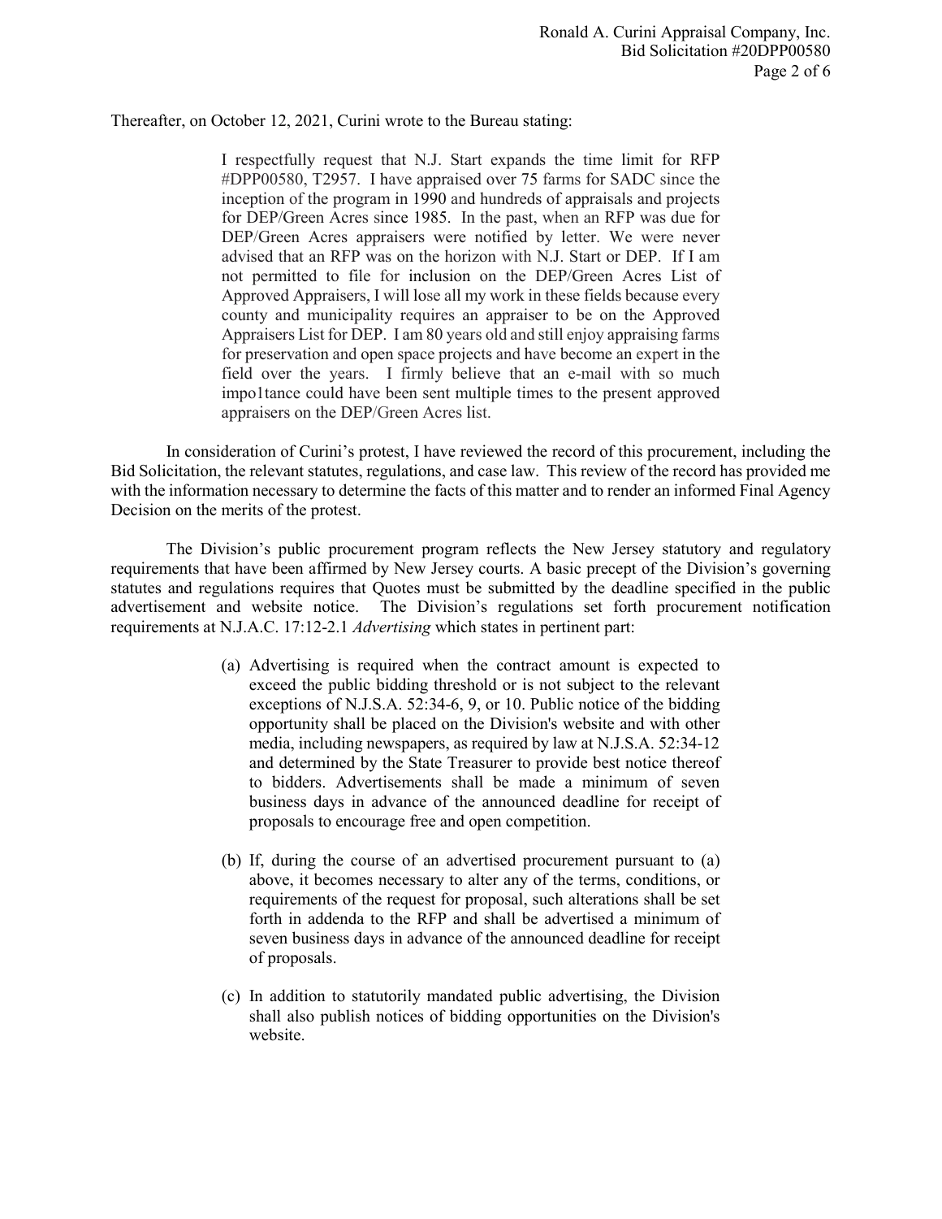Thereafter, on October 12, 2021, Curini wrote to the Bureau stating:

> I respectfully request that N.J. Start expands the time limit for RFP #DPP00580, T2957. I have appraised over 75 farms for SADC since the inception of the program in 1990 and hundreds of appraisals and projects for DEP/Green Acres since 1985. In the past, when an RFP was due for DEP/Green Acres appraisers were notified by letter. We were never advised that an RFP was on the horizon with N.J. Start or DEP. If I am not permitted to file for inclusion on the DEP/Green Acres List of Approved Appraisers, I will lose all my work in these fields because every county and municipality requires an appraiser to be on the Approved Appraisers List for DEP. I am 80 years old and still enjoy appraising farms for preservation and open space projects and have become an expert in the field over the years. I firmly believe that an e-mail with so much impo1tance could have been sent multiple times to the present approved appraisers on the DEP/Green Acres list.

In consideration of Curini's protest, I have reviewed the record of this procurement, including the Bid Solicitation, the relevant statutes, regulations, and case law. This review of the record has provided me with the information necessary to determine the facts of this matter and to render an informed Final Agency Decision on the merits of the protest.

The Division's public procurement program reflects the New Jersey statutory and regulatory requirements that have been affirmed by New Jersey courts. A basic precept of the Division's governing statutes and regulations requires that Quotes must be submitted by the deadline specified in the public advertisement and website notice. The Division's regulations set forth procurement notification requirements at N.J.A.C. 17:12-2.1 *Advertising* which states in pertinent part:

> (a) Advertising is required when the contract amount is expected to exceed the public bidding threshold or is not subject to the relevant exceptions of N.J.S.A. 52:34-6, 9, or 10. Public notice of the bidding opportunity shall be placed on the Division's website and with other media, including newspapers, as required by law at N.J.S.A. 52:34-12 and determined by the State Treasurer to provide best notice thereof to bidders. Advertisements shall be made a minimum of seven business days in advance of the announced deadline for receipt of proposals to encourage free and open competition.
>
> (b) If, during the course of an advertised procurement pursuant to (a) above, it becomes necessary to alter any of the terms, conditions, or requirements of the request for proposal, such alterations shall be set forth in addenda to the RFP and shall be advertised a minimum of seven business days in advance of the announced deadline for receipt of proposals.
>
> (c) In addition to statutorily mandated public advertising, the Division shall also publish notices of bidding opportunities on the Division's website.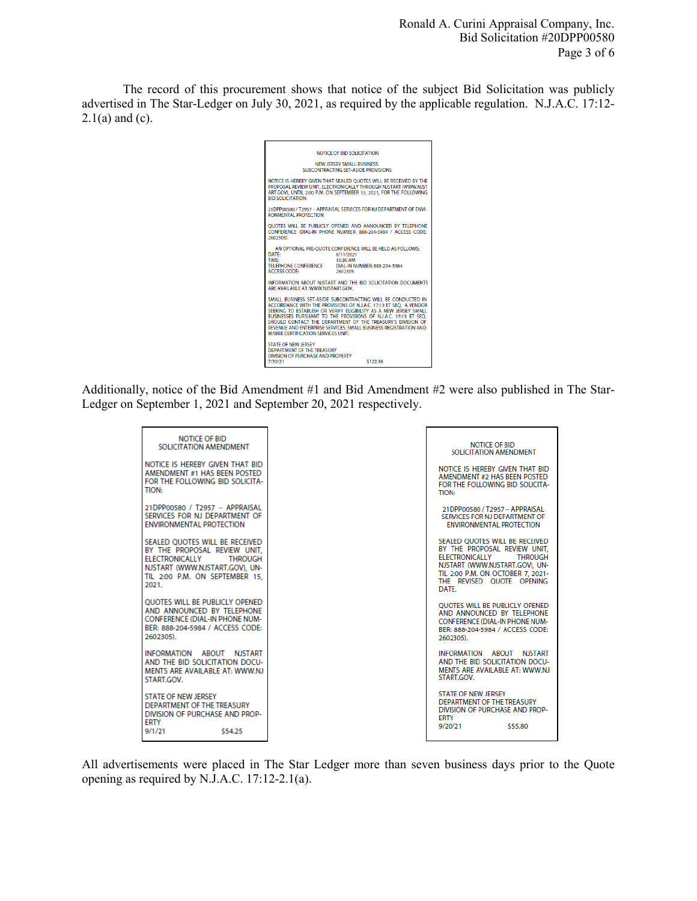The record of this procurement shows that notice of the subject Bid Solicitation was publicly advertised in The Star-Ledger on July 30, 2021, as required by the applicable regulation. N.J.A.C. 17:12-2.1(a) and (c).

> NOTICE OF BID SOLICITATION
>
> NEW JERSEY SMALL BUSINESS
> SUBCONTRACTING SET-ASIDE PROVISIONS
>
> NOTICE IS HEREBY GIVEN THAT SEALED QUOTES WILL BE RECEIVED BY THE PROPOSAL REVIEW UNIT, ELECTRONICALLY THROUGH NJSTART (WWW.NJSTART.GOV), UNTIL 2:00 P.M. ON SEPTEMBER 15, 2021, FOR THE FOLLOWING BID SOLICITATION:
>
> 21DPP00580 / T2957 – APPRAISAL SERVICES FOR NJ DEPARTMENT OF ENVIRONMENTAL PROTECTION
>
> QUOTES WILL BE PUBLICLY OPENED AND ANNOUNCED BY TELEPHONE CONFERENCE (DIAL-IN PHONE NUMBER: 888-204-5984 / ACCESS CODE: 2602305).
>
> AN OPTIONAL PRE-QUOTE CONFERENCE WILL BE HELD AS FOLLOWS:
> DATE: 8/11/2021
> TIME: 10:30 AM
> TELEPHONE CONFERENCE DIAL-IN NUMBER: 888-204-5984
> ACCESS CODE: 2602305
>
> INFORMATION ABOUT NJSTART AND THE BID SOLICITATION DOCUMENTS ARE AVAILABLE AT: WWW.NJSTART.GOV.
>
> SMALL BUSINESS SET-ASIDE SUBCONTRACTING WILL BE CONDUCTED IN ACCORDANCE WITH THE PROVISIONS OF N.J.A.C. 17:13 ET SEQ. A VENDOR SEEKING TO ESTABLISH OR VERIFY ELIGIBILITY AS A NEW JERSEY SMALL BUSINESSES PURSUANT TO THE PROVISIONS OF N.J.A.C. 17:13 ET SEQ. SHOULD CONTACT THE DEPARTMENT OF THE TREASURY'S DIVISION OF REVENUE AND ENTERPRISE SERVICES, SMALL BUSINESS REGISTRATION AND M/WBE CERTIFICATION SERVICES UNIT.
>
> STATE OF NEW JERSEY
> DEPARTMENT OF THE TREASURY
> DIVISION OF PURCHASE AND PROPERTY
> 7/30/21 $122.36

Additionally, notice of the Bid Amendment #1 and Bid Amendment #2 were also published in The Star-Ledger on September 1, 2021 and September 20, 2021 respectively.

> NOTICE OF BID
> SOLICITATION AMENDMENT
>
> NOTICE IS HEREBY GIVEN THAT BID AMENDMENT #1 HAS BEEN POSTED FOR THE FOLLOWING BID SOLICITATION:
>
> 21DPP00580 / T2957 – APPRAISAL SERVICES FOR NJ DEPARTMENT OF ENVIRONMENTAL PROTECTION
>
> SEALED QUOTES WILL BE RECEIVED BY THE PROPOSAL REVIEW UNIT, ELECTRONICALLY THROUGH NJSTART (WWW.NJSTART.GOV), UNTIL 2:00 P.M. ON SEPTEMBER 15, 2021.
>
> QUOTES WILL BE PUBLICLY OPENED AND ANNOUNCED BY TELEPHONE CONFERENCE (DIAL-IN PHONE NUMBER: 888-204-5984 / ACCESS CODE: 2602305).
>
> INFORMATION ABOUT NJSTART AND THE BID SOLICITATION DOCUMENTS ARE AVAILABLE AT: WWW.NJSTART.GOV.
>
> STATE OF NEW JERSEY
> DEPARTMENT OF THE TREASURY
> DIVISION OF PURCHASE AND PROPERTY
> 9/1/21 $54.25

> NOTICE OF BID
> SOLICITATION AMENDMENT
>
> NOTICE IS HEREBY GIVEN THAT BID AMENDMENT #2 HAS BEEN POSTED FOR THE FOLLOWING BID SOLICITATION:
>
> 21DPP00580 / T2957 – APPRAISAL SERVICES FOR NJ DEPARTMENT OF ENVIRONMENTAL PROTECTION
>
> SEALED QUOTES WILL BE RECEIVED BY THE PROPOSAL REVIEW UNIT, ELECTRONICALLY THROUGH NJSTART (WWW.NJSTART.GOV), UNTIL 2:00 P.M. ON OCTOBER 7, 2021- THE REVISED QUOTE OPENING DATE.
>
> QUOTES WILL BE PUBLICLY OPENED AND ANNOUNCED BY TELEPHONE CONFERENCE (DIAL-IN PHONE NUMBER: 888-204-5984 / ACCESS CODE: 2602305).
>
> INFORMATION ABOUT NJSTART AND THE BID SOLICITATION DOCUMENTS ARE AVAILABLE AT: WWW.NJSTART.GOV.
>
> STATE OF NEW JERSEY
> DEPARTMENT OF THE TREASURY
> DIVISION OF PURCHASE AND PROPERTY
> 9/20/21 $55.80

All advertisements were placed in The Star Ledger more than seven business days prior to the Quote opening as required by N.J.A.C. 17:12-2.1(a).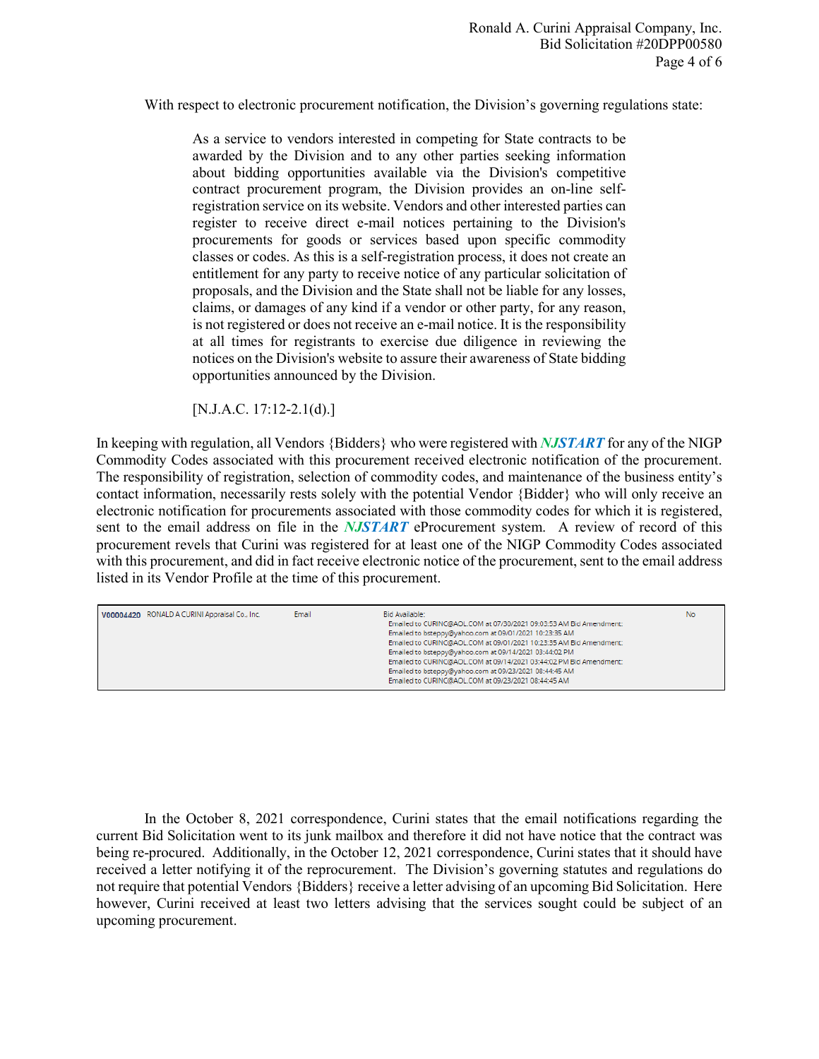With respect to electronic procurement notification, the Division's governing regulations state:

> As a service to vendors interested in competing for State contracts to be awarded by the Division and to any other parties seeking information about bidding opportunities available via the Division's competitive contract procurement program, the Division provides an on-line self-registration service on its website. Vendors and other interested parties can register to receive direct e-mail notices pertaining to the Division's procurements for goods or services based upon specific commodity classes or codes. As this is a self-registration process, it does not create an entitlement for any party to receive notice of any particular solicitation of proposals, and the Division and the State shall not be liable for any losses, claims, or damages of any kind if a vendor or other party, for any reason, is not registered or does not receive an e-mail notice. It is the responsibility at all times for registrants to exercise due diligence in reviewing the notices on the Division's website to assure their awareness of State bidding opportunities announced by the Division.
>
> [N.J.A.C. 17:12-2.1(d).]

In keeping with regulation, all Vendors {Bidders} who were registered with ***NJSTART*** for any of the NIGP Commodity Codes associated with this procurement received electronic notification of the procurement. The responsibility of registration, selection of commodity codes, and maintenance of the business entity's contact information, necessarily rests solely with the potential Vendor {Bidder} who will only receive an electronic notification for procurements associated with those commodity codes for which it is registered, sent to the email address on file in the ***NJSTART*** eProcurement system. A review of record of this procurement revels that Curini was registered for at least one of the NIGP Commodity Codes associated with this procurement, and did in fact receive electronic notice of the procurement, sent to the email address listed in its Vendor Profile at the time of this procurement.

| | | | | |
|---|---|---|---|---|
| **V00004420** | RONALD A CURINI Appraisal Co., Inc. | Email | Bid Available:<br>Emailed to CURINC@AOL.COM at 07/30/2021 09:03:53 AM Bid Amendment:<br>Emailed to bsteppy@yahoo.com at 09/01/2021 10:23:35 AM<br>Emailed to CURINC@AOL.COM at 09/01/2021 10:23:35 AM Bid Amendment:<br>Emailed to bsteppy@yahoo.com at 09/14/2021 03:44:02 PM<br>Emailed to CURINC@AOL.COM at 09/14/2021 03:44:02 PM Bid Amendment:<br>Emailed to bsteppy@yahoo.com at 09/23/2021 08:44:45 AM<br>Emailed to CURINC@AOL.COM at 09/23/2021 08:44:45 AM | No |

In the October 8, 2021 correspondence, Curini states that the email notifications regarding the current Bid Solicitation went to its junk mailbox and therefore it did not have notice that the contract was being re-procured. Additionally, in the October 12, 2021 correspondence, Curini states that it should have received a letter notifying it of the reprocurement. The Division's governing statutes and regulations do not require that potential Vendors {Bidders} receive a letter advising of an upcoming Bid Solicitation. Here however, Curini received at least two letters advising that the services sought could be subject of an upcoming procurement.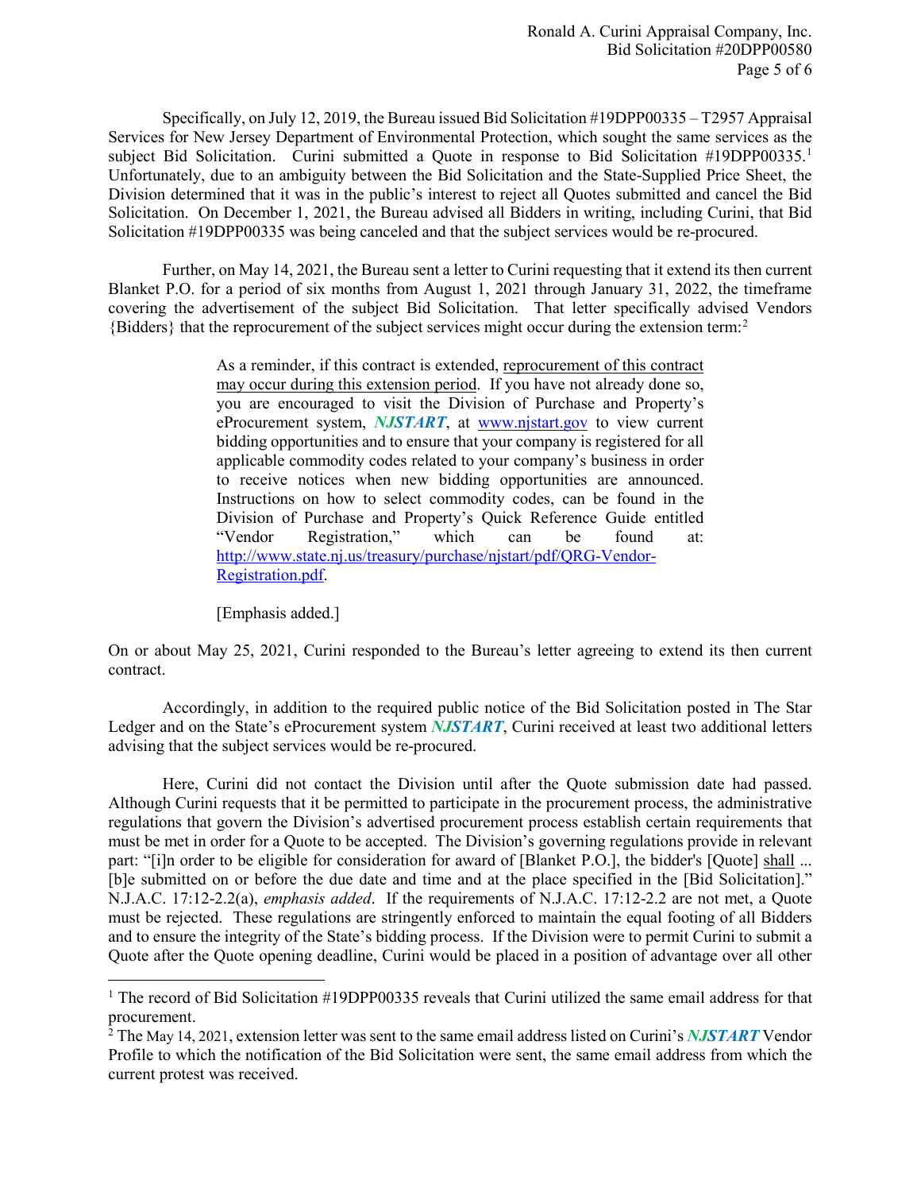Specifically, on July 12, 2019, the Bureau issued Bid Solicitation #19DPP00335 – T2957 Appraisal Services for New Jersey Department of Environmental Protection, which sought the same services as the subject Bid Solicitation. Curini submitted a Quote in response to Bid Solicitation #19DPP00335.[1] Unfortunately, due to an ambiguity between the Bid Solicitation and the State-Supplied Price Sheet, the Division determined that it was in the public's interest to reject all Quotes submitted and cancel the Bid Solicitation. On December 1, 2021, the Bureau advised all Bidders in writing, including Curini, that Bid Solicitation #19DPP00335 was being canceled and that the subject services would be re-procured.

Further, on May 14, 2021, the Bureau sent a letter to Curini requesting that it extend its then current Blanket P.O. for a period of six months from August 1, 2021 through January 31, 2022, the timeframe covering the advertisement of the subject Bid Solicitation. That letter specifically advised Vendors {Bidders} that the reprocurement of the subject services might occur during the extension term:[2]

> As a reminder, if this contract is extended, <u>reprocurement of this contract may occur during this extension period</u>. If you have not already done so, you are encouraged to visit the Division of Purchase and Property's eProcurement system, ***NJSTART***, at www.njstart.gov to view current bidding opportunities and to ensure that your company is registered for all applicable commodity codes related to your company's business in order to receive notices when new bidding opportunities are announced. Instructions on how to select commodity codes, can be found in the Division of Purchase and Property's Quick Reference Guide entitled "Vendor Registration," which can be found at: http://www.state.nj.us/treasury/purchase/njstart/pdf/QRG-Vendor-Registration.pdf.
>
> [Emphasis added.]

On or about May 25, 2021, Curini responded to the Bureau's letter agreeing to extend its then current contract.

Accordingly, in addition to the required public notice of the Bid Solicitation posted in The Star Ledger and on the State's eProcurement system ***NJSTART***, Curini received at least two additional letters advising that the subject services would be re-procured.

Here, Curini did not contact the Division until after the Quote submission date had passed. Although Curini requests that it be permitted to participate in the procurement process, the administrative regulations that govern the Division's advertised procurement process establish certain requirements that must be met in order for a Quote to be accepted. The Division's governing regulations provide in relevant part: "[i]n order to be eligible for consideration for award of [Blanket P.O.], the bidder's [Quote] <u>shall</u> ... [b]e submitted on or before the due date and time and at the place specified in the [Bid Solicitation]." N.J.A.C. 17:12-2.2(a), *emphasis added*. If the requirements of N.J.A.C. 17:12-2.2 are not met, a Quote must be rejected. These regulations are stringently enforced to maintain the equal footing of all Bidders and to ensure the integrity of the State's bidding process. If the Division were to permit Curini to submit a Quote after the Quote opening deadline, Curini would be placed in a position of advantage over all other

---

[1] The record of Bid Solicitation #19DPP00335 reveals that Curini utilized the same email address for that procurement.

[2] The May 14, 2021, extension letter was sent to the same email address listed on Curini's ***NJSTART*** Vendor Profile to which the notification of the Bid Solicitation were sent, the same email address from which the current protest was received.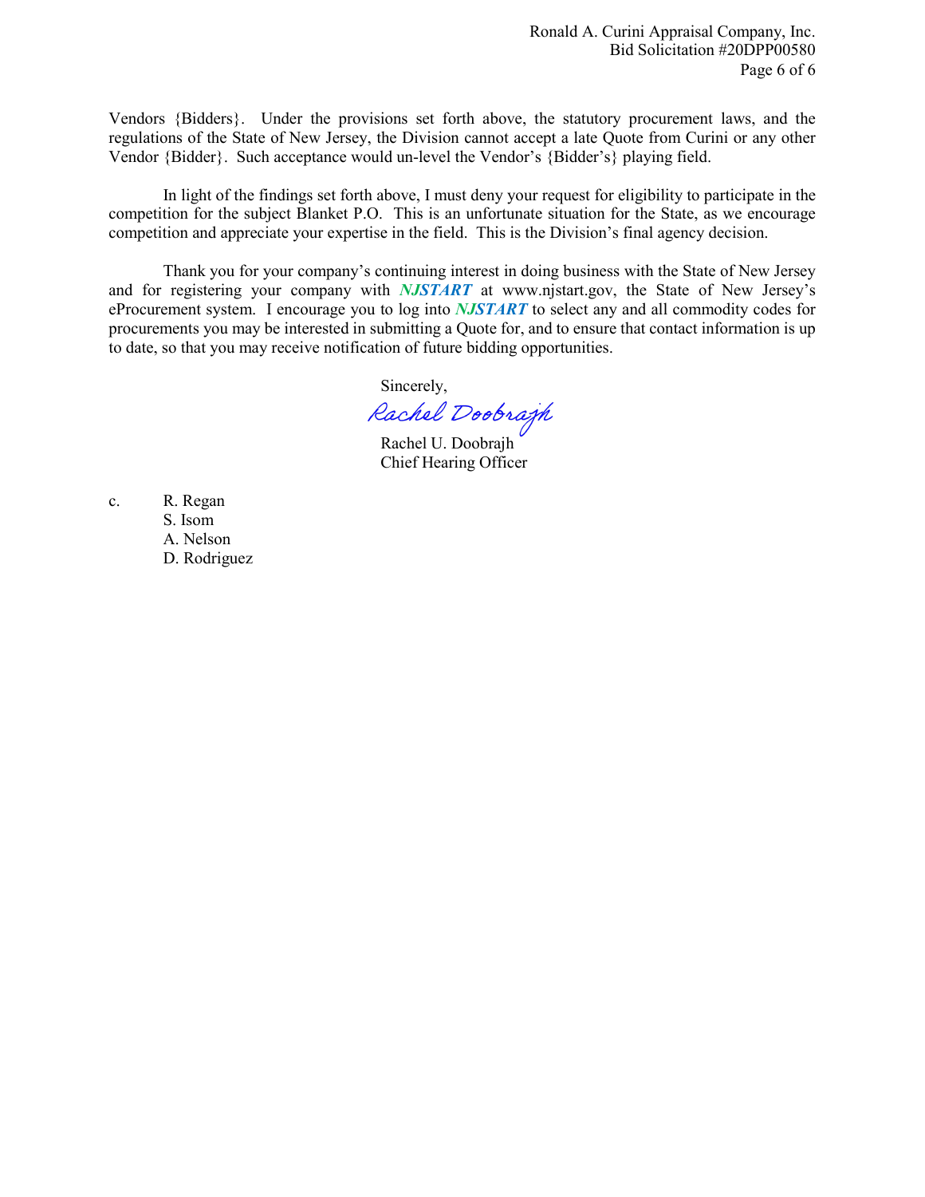Vendors {Bidders}. Under the provisions set forth above, the statutory procurement laws, and the regulations of the State of New Jersey, the Division cannot accept a late Quote from Curini or any other Vendor {Bidder}. Such acceptance would un-level the Vendor's {Bidder's} playing field.

In light of the findings set forth above, I must deny your request for eligibility to participate in the competition for the subject Blanket P.O. This is an unfortunate situation for the State, as we encourage competition and appreciate your expertise in the field. This is the Division's final agency decision.

Thank you for your company's continuing interest in doing business with the State of New Jersey and for registering your company with ***NJSTART*** at www.njstart.gov, the State of New Jersey's eProcurement system. I encourage you to log into ***NJSTART*** to select any and all commodity codes for procurements you may be interested in submitting a Quote for, and to ensure that contact information is up to date, so that you may receive notification of future bidding opportunities.

Sincerely,

*Rachel Doobrajh*

Rachel U. Doobrajh
Chief Hearing Officer

c. R. Regan
S. Isom
A. Nelson
D. Rodriguez